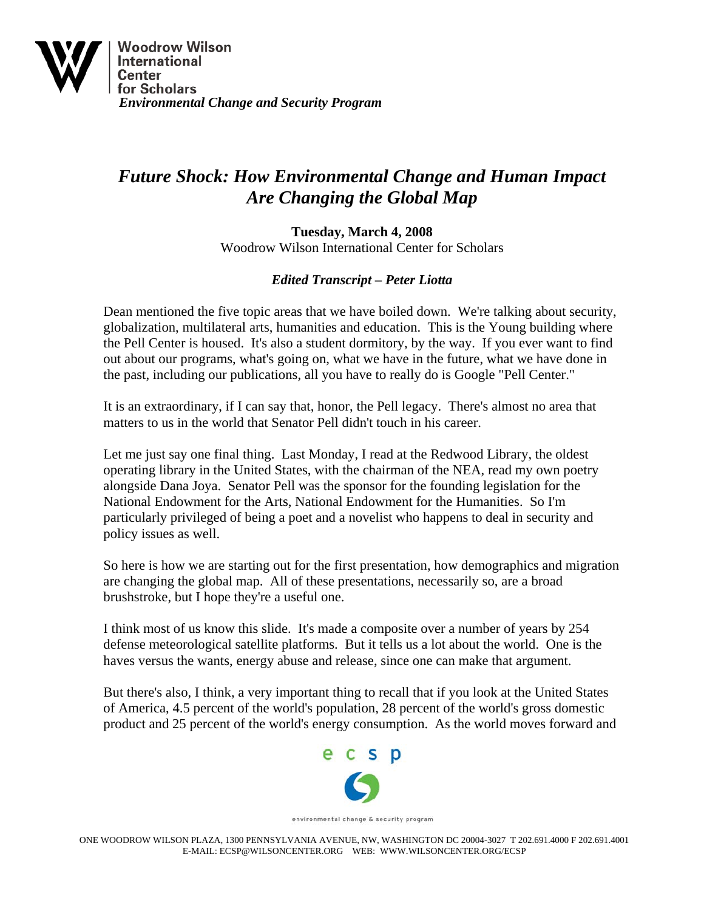Woodrow Wilson International Center for Scholars
*Environmental Change and Security Program*

# *Future Shock: How Environmental Change and Human Impact Are Changing the Global Map*

**Tuesday, March 4, 2008**
Woodrow Wilson International Center for Scholars

### *Edited Transcript – Peter Liotta*

Dean mentioned the five topic areas that we have boiled down. We're talking about security, globalization, multilateral arts, humanities and education. This is the Young building where the Pell Center is housed. It's also a student dormitory, by the way. If you ever want to find out about our programs, what's going on, what we have in the future, what we have done in the past, including our publications, all you have to really do is Google "Pell Center."

It is an extraordinary, if I can say that, honor, the Pell legacy. There's almost no area that matters to us in the world that Senator Pell didn't touch in his career.

Let me just say one final thing. Last Monday, I read at the Redwood Library, the oldest operating library in the United States, with the chairman of the NEA, read my own poetry alongside Dana Joya. Senator Pell was the sponsor for the founding legislation for the National Endowment for the Arts, National Endowment for the Humanities. So I'm particularly privileged of being a poet and a novelist who happens to deal in security and policy issues as well.

So here is how we are starting out for the first presentation, how demographics and migration are changing the global map. All of these presentations, necessarily so, are a broad brushstroke, but I hope they're a useful one.

I think most of us know this slide. It's made a composite over a number of years by 254 defense meteorological satellite platforms. But it tells us a lot about the world. One is the haves versus the wants, energy abuse and release, since one can make that argument.

But there's also, I think, a very important thing to recall that if you look at the United States of America, 4.5 percent of the world's population, 28 percent of the world's gross domestic product and 25 percent of the world's energy consumption. As the world moves forward and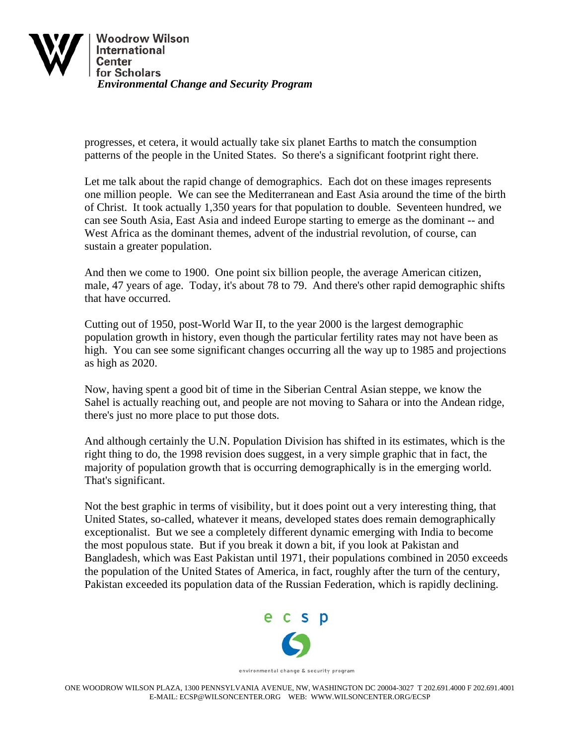progresses, et cetera, it would actually take six planet Earths to match the consumption patterns of the people in the United States. So there's a significant footprint right there.

Let me talk about the rapid change of demographics. Each dot on these images represents one million people. We can see the Mediterranean and East Asia around the time of the birth of Christ. It took actually 1,350 years for that population to double. Seventeen hundred, we can see South Asia, East Asia and indeed Europe starting to emerge as the dominant -- and West Africa as the dominant themes, advent of the industrial revolution, of course, can sustain a greater population.

And then we come to 1900. One point six billion people, the average American citizen, male, 47 years of age. Today, it's about 78 to 79. And there's other rapid demographic shifts that have occurred.

Cutting out of 1950, post-World War II, to the year 2000 is the largest demographic population growth in history, even though the particular fertility rates may not have been as high. You can see some significant changes occurring all the way up to 1985 and projections as high as 2020.

Now, having spent a good bit of time in the Siberian Central Asian steppe, we know the Sahel is actually reaching out, and people are not moving to Sahara or into the Andean ridge, there's just no more place to put those dots.

And although certainly the U.N. Population Division has shifted in its estimates, which is the right thing to do, the 1998 revision does suggest, in a very simple graphic that in fact, the majority of population growth that is occurring demographically is in the emerging world. That's significant.

Not the best graphic in terms of visibility, but it does point out a very interesting thing, that United States, so-called, whatever it means, developed states does remain demographically exceptionalist. But we see a completely different dynamic emerging with India to become the most populous state. But if you break it down a bit, if you look at Pakistan and Bangladesh, which was East Pakistan until 1971, their populations combined in 2050 exceeds the population of the United States of America, in fact, roughly after the turn of the century, Pakistan exceeded its population data of the Russian Federation, which is rapidly declining.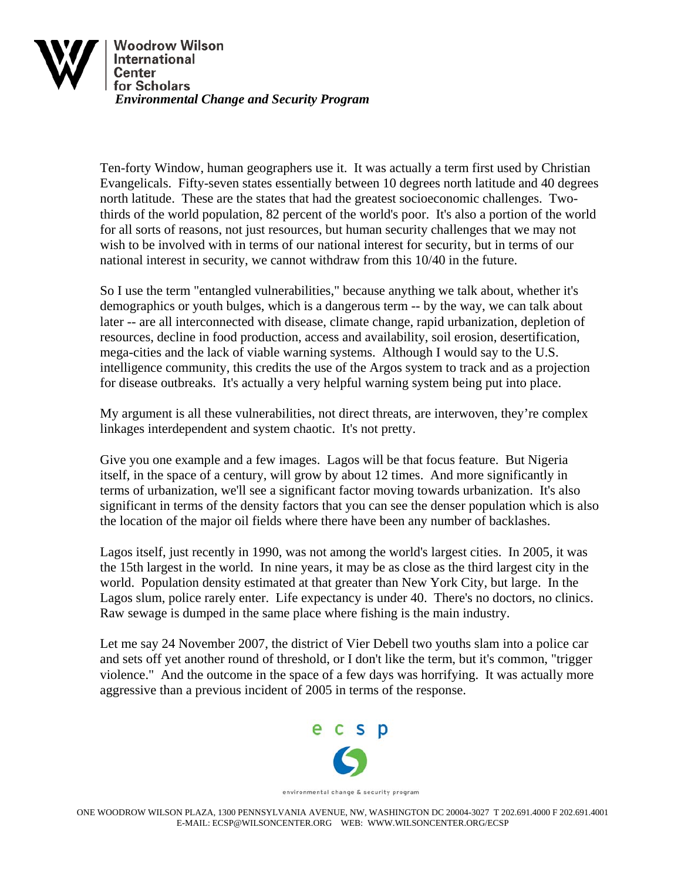Ten-forty Window, human geographers use it. It was actually a term first used by Christian Evangelicals. Fifty-seven states essentially between 10 degrees north latitude and 40 degrees north latitude. These are the states that had the greatest socioeconomic challenges. Two-thirds of the world population, 82 percent of the world's poor. It's also a portion of the world for all sorts of reasons, not just resources, but human security challenges that we may not wish to be involved with in terms of our national interest for security, but in terms of our national interest in security, we cannot withdraw from this 10/40 in the future.

So I use the term "entangled vulnerabilities," because anything we talk about, whether it's demographics or youth bulges, which is a dangerous term -- by the way, we can talk about later -- are all interconnected with disease, climate change, rapid urbanization, depletion of resources, decline in food production, access and availability, soil erosion, desertification, mega-cities and the lack of viable warning systems. Although I would say to the U.S. intelligence community, this credits the use of the Argos system to track and as a projection for disease outbreaks. It's actually a very helpful warning system being put into place.

My argument is all these vulnerabilities, not direct threats, are interwoven, they're complex linkages interdependent and system chaotic. It's not pretty.

Give you one example and a few images. Lagos will be that focus feature. But Nigeria itself, in the space of a century, will grow by about 12 times. And more significantly in terms of urbanization, we'll see a significant factor moving towards urbanization. It's also significant in terms of the density factors that you can see the denser population which is also the location of the major oil fields where there have been any number of backlashes.

Lagos itself, just recently in 1990, was not among the world's largest cities. In 2005, it was the 15th largest in the world. In nine years, it may be as close as the third largest city in the world. Population density estimated at that greater than New York City, but large. In the Lagos slum, police rarely enter. Life expectancy is under 40. There's no doctors, no clinics. Raw sewage is dumped in the same place where fishing is the main industry.

Let me say 24 November 2007, the district of Vier Debell two youths slam into a police car and sets off yet another round of threshold, or I don't like the term, but it's common, "trigger violence." And the outcome in the space of a few days was horrifying. It was actually more aggressive than a previous incident of 2005 in terms of the response.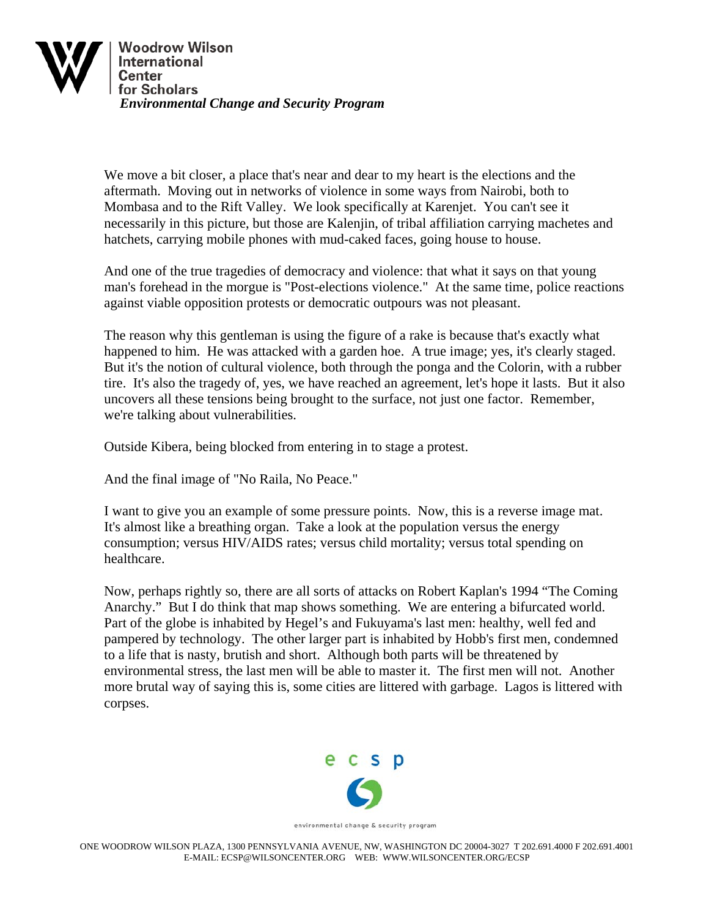We move a bit closer, a place that's near and dear to my heart is the elections and the aftermath. Moving out in networks of violence in some ways from Nairobi, both to Mombasa and to the Rift Valley. We look specifically at Karenjet. You can't see it necessarily in this picture, but those are Kalenjin, of tribal affiliation carrying machetes and hatchets, carrying mobile phones with mud-caked faces, going house to house.

And one of the true tragedies of democracy and violence: that what it says on that young man's forehead in the morgue is "Post-elections violence." At the same time, police reactions against viable opposition protests or democratic outpours was not pleasant.

The reason why this gentleman is using the figure of a rake is because that's exactly what happened to him. He was attacked with a garden hoe. A true image; yes, it's clearly staged. But it's the notion of cultural violence, both through the ponga and the Colorin, with a rubber tire. It's also the tragedy of, yes, we have reached an agreement, let's hope it lasts. But it also uncovers all these tensions being brought to the surface, not just one factor. Remember, we're talking about vulnerabilities.

Outside Kibera, being blocked from entering in to stage a protest.

And the final image of "No Raila, No Peace."

I want to give you an example of some pressure points. Now, this is a reverse image mat. It's almost like a breathing organ. Take a look at the population versus the energy consumption; versus HIV/AIDS rates; versus child mortality; versus total spending on healthcare.

Now, perhaps rightly so, there are all sorts of attacks on Robert Kaplan's 1994 "The Coming Anarchy." But I do think that map shows something. We are entering a bifurcated world. Part of the globe is inhabited by Hegel's and Fukuyama's last men: healthy, well fed and pampered by technology. The other larger part is inhabited by Hobb's first men, condemned to a life that is nasty, brutish and short. Although both parts will be threatened by environmental stress, the last men will be able to master it. The first men will not. Another more brutal way of saying this is, some cities are littered with garbage. Lagos is littered with corpses.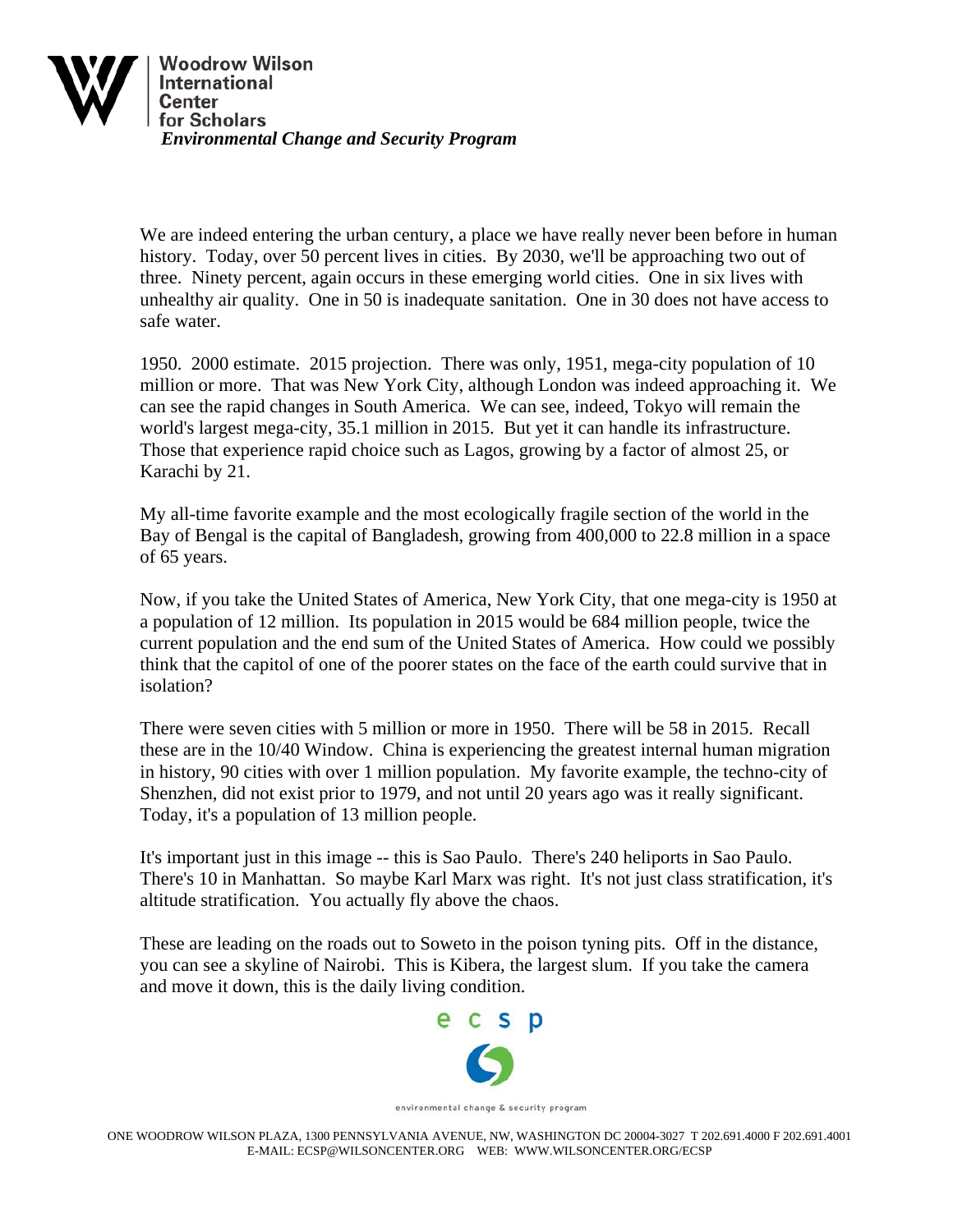We are indeed entering the urban century, a place we have really never been before in human history. Today, over 50 percent lives in cities. By 2030, we'll be approaching two out of three. Ninety percent, again occurs in these emerging world cities. One in six lives with unhealthy air quality. One in 50 is inadequate sanitation. One in 30 does not have access to safe water.

1950. 2000 estimate. 2015 projection. There was only, 1951, mega-city population of 10 million or more. That was New York City, although London was indeed approaching it. We can see the rapid changes in South America. We can see, indeed, Tokyo will remain the world's largest mega-city, 35.1 million in 2015. But yet it can handle its infrastructure. Those that experience rapid choice such as Lagos, growing by a factor of almost 25, or Karachi by 21.

My all-time favorite example and the most ecologically fragile section of the world in the Bay of Bengal is the capital of Bangladesh, growing from 400,000 to 22.8 million in a space of 65 years.

Now, if you take the United States of America, New York City, that one mega-city is 1950 at a population of 12 million. Its population in 2015 would be 684 million people, twice the current population and the end sum of the United States of America. How could we possibly think that the capitol of one of the poorer states on the face of the earth could survive that in isolation?

There were seven cities with 5 million or more in 1950. There will be 58 in 2015. Recall these are in the 10/40 Window. China is experiencing the greatest internal human migration in history, 90 cities with over 1 million population. My favorite example, the techno-city of Shenzhen, did not exist prior to 1979, and not until 20 years ago was it really significant. Today, it's a population of 13 million people.

It's important just in this image -- this is Sao Paulo. There's 240 heliports in Sao Paulo. There's 10 in Manhattan. So maybe Karl Marx was right. It's not just class stratification, it's altitude stratification. You actually fly above the chaos.

These are leading on the roads out to Soweto in the poison tyning pits. Off in the distance, you can see a skyline of Nairobi. This is Kibera, the largest slum. If you take the camera and move it down, this is the daily living condition.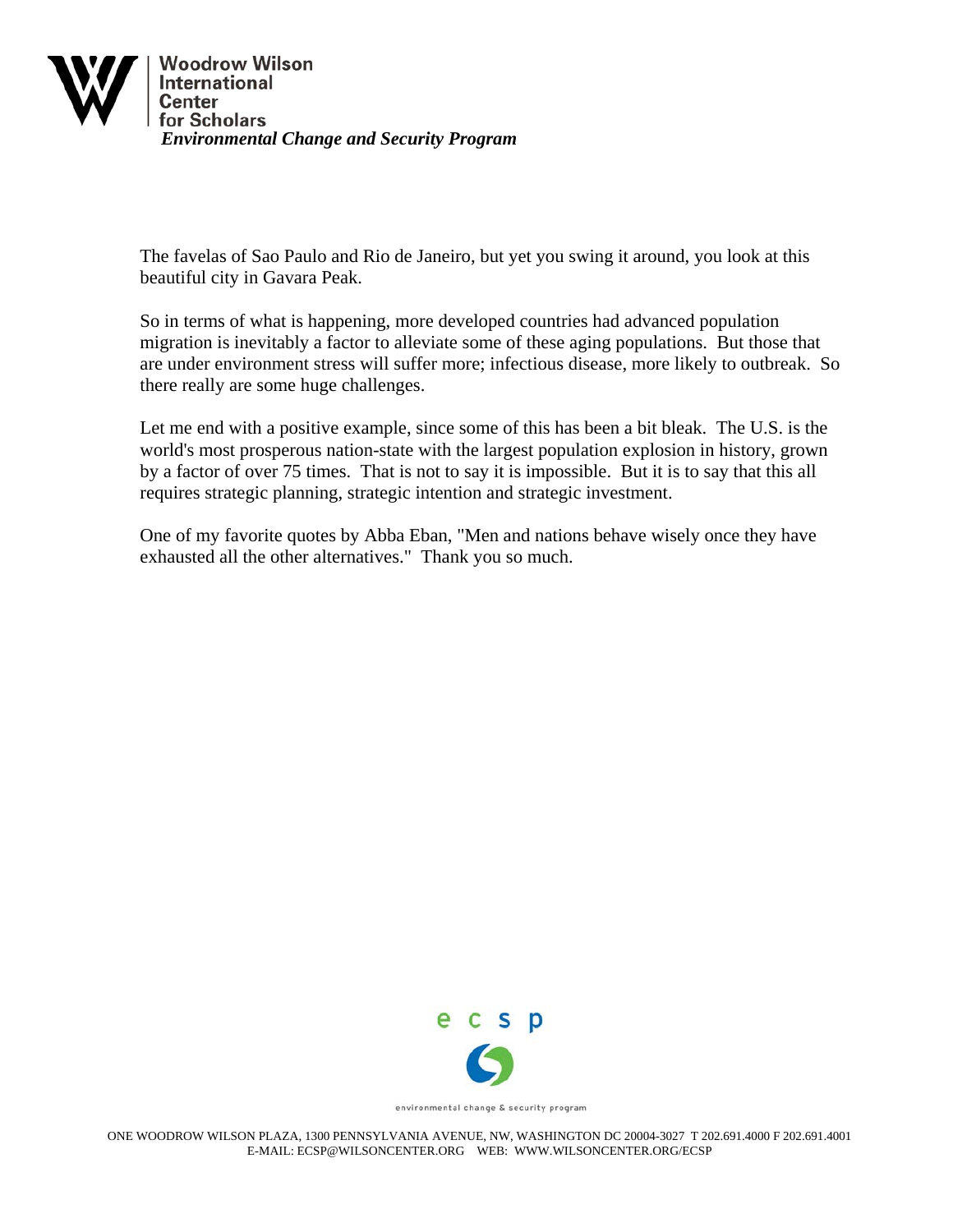The favelas of Sao Paulo and Rio de Janeiro, but yet you swing it around, you look at this beautiful city in Gavara Peak.

So in terms of what is happening, more developed countries had advanced population migration is inevitably a factor to alleviate some of these aging populations. But those that are under environment stress will suffer more; infectious disease, more likely to outbreak. So there really are some huge challenges.

Let me end with a positive example, since some of this has been a bit bleak. The U.S. is the world's most prosperous nation-state with the largest population explosion in history, grown by a factor of over 75 times. That is not to say it is impossible. But it is to say that this all requires strategic planning, strategic intention and strategic investment.

One of my favorite quotes by Abba Eban, "Men and nations behave wisely once they have exhausted all the other alternatives." Thank you so much.